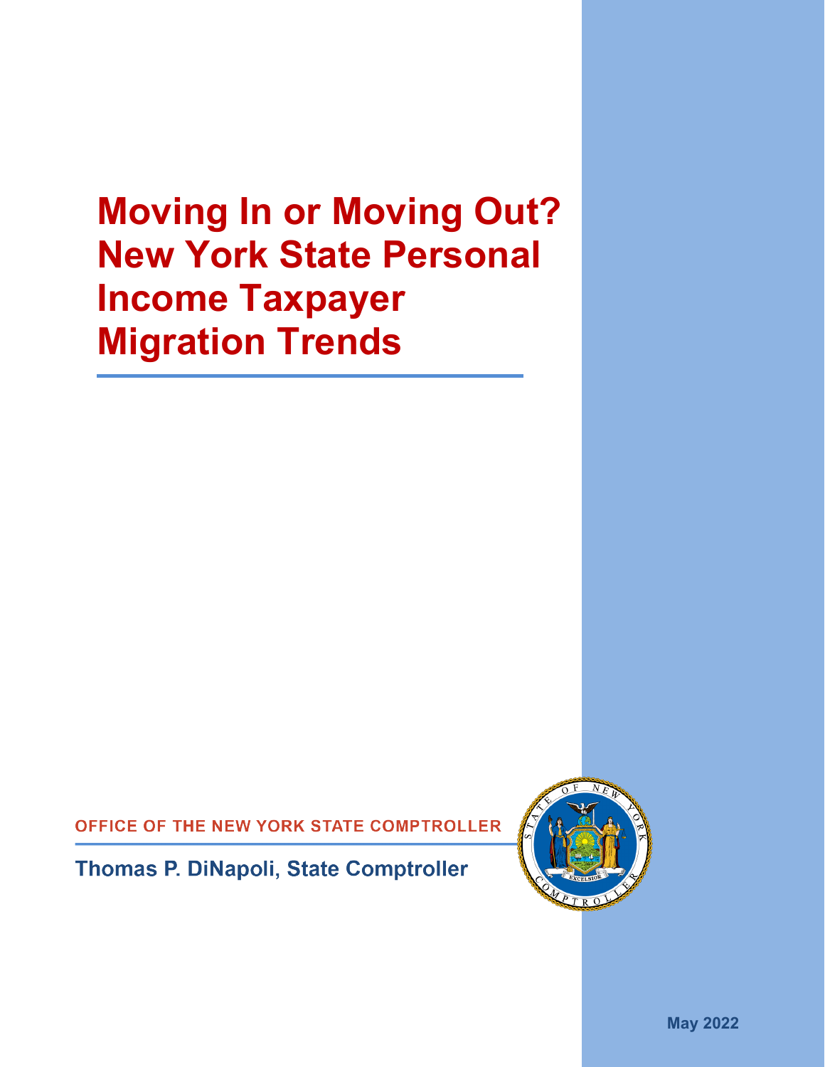# Moving In or Moving Out? New York State Personal Income Taxpayer Migration Trends

OFFICE OF THE NEW YORK STATE COMPTROLLER

Thomas P. DiNapoli, State Comptroller

May 2022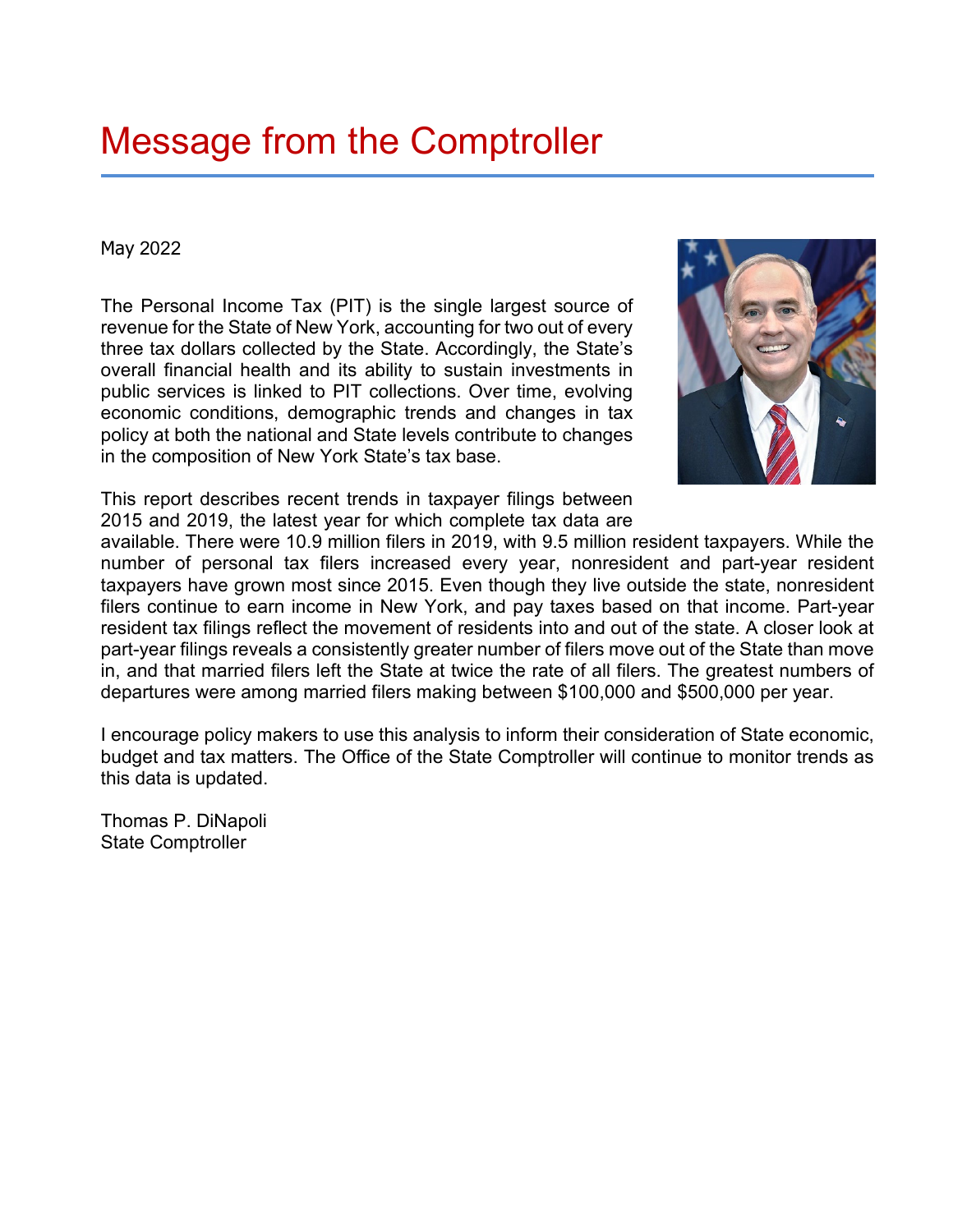# Message from the Comptroller

May 2022

The Personal Income Tax (PIT) is the single largest source of revenue for the State of New York, accounting for two out of every three tax dollars collected by the State. Accordingly, the State's overall financial health and its ability to sustain investments in public services is linked to PIT collections. Over time, evolving economic conditions, demographic trends and changes in tax policy at both the national and State levels contribute to changes in the composition of New York State's tax base.

This report describes recent trends in taxpayer filings between 2015 and 2019, the latest year for which complete tax data are available. There were 10.9 million filers in 2019, with 9.5 million resident taxpayers. While the number of personal tax filers increased every year, nonresident and part-year resident taxpayers have grown most since 2015. Even though they live outside the state, nonresident filers continue to earn income in New York, and pay taxes based on that income. Part-year resident tax filings reflect the movement of residents into and out of the state. A closer look at part-year filings reveals a consistently greater number of filers move out of the State than move in, and that married filers left the State at twice the rate of all filers. The greatest numbers of departures were among married filers making between $100,000 and $500,000 per year.

I encourage policy makers to use this analysis to inform their consideration of State economic, budget and tax matters. The Office of the State Comptroller will continue to monitor trends as this data is updated.

Thomas P. DiNapoli  
State Comptroller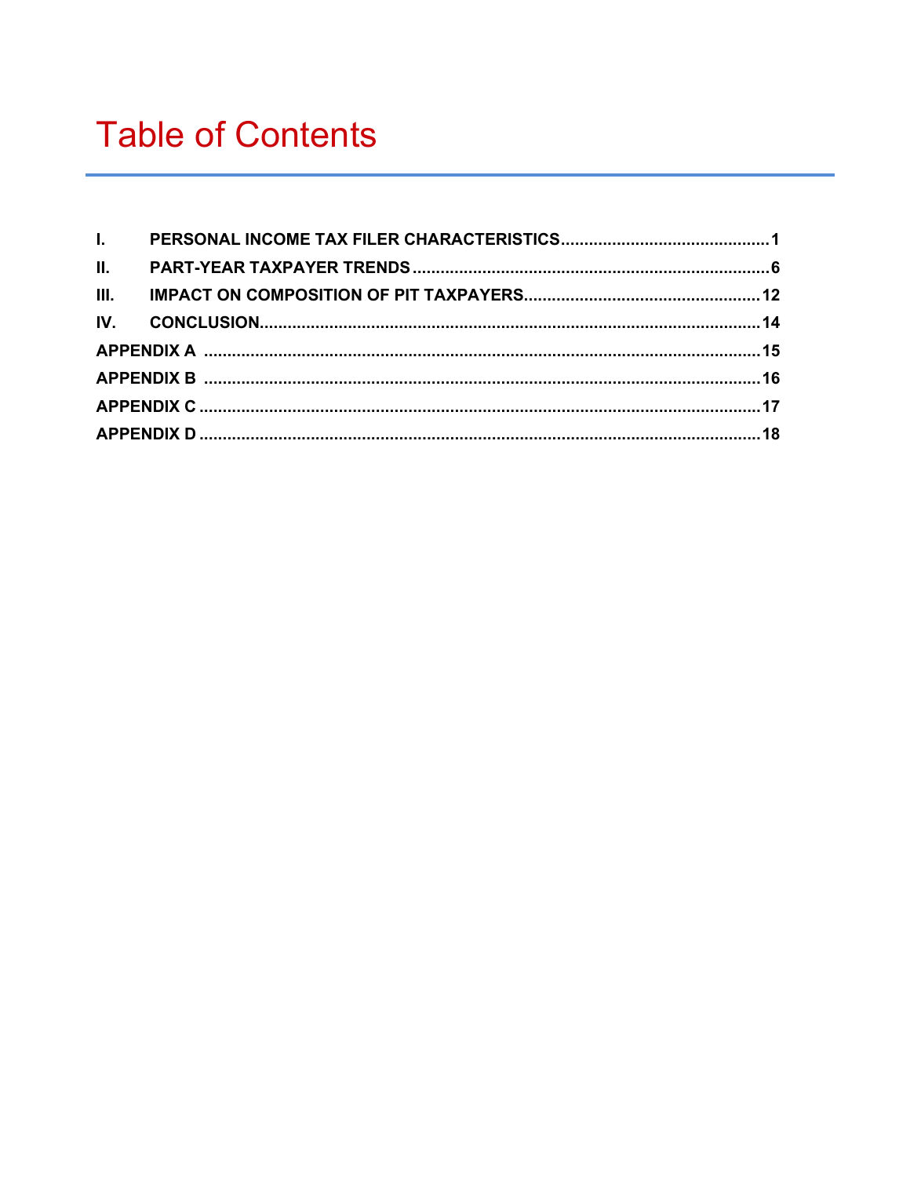# Table of Contents

I. PERSONAL INCOME TAX FILER CHARACTERISTICS .......... 1
II. PART-YEAR TAXPAYER TRENDS .......... 6
III. IMPACT ON COMPOSITION OF PIT TAXPAYERS .......... 12
IV. CONCLUSION .......... 14
APPENDIX A .......... 15
APPENDIX B .......... 16
APPENDIX C .......... 17
APPENDIX D .......... 18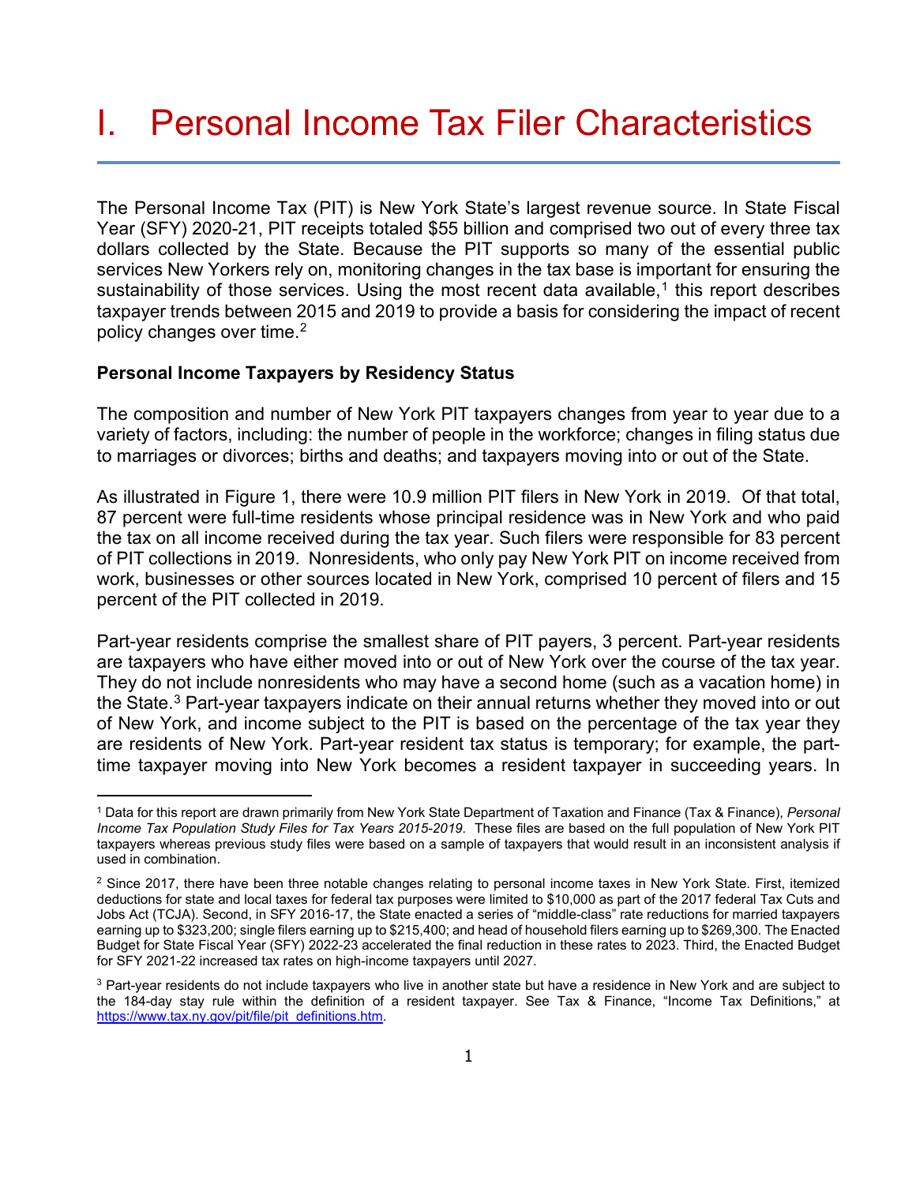# I. Personal Income Tax Filer Characteristics

The Personal Income Tax (PIT) is New York State's largest revenue source. In State Fiscal Year (SFY) 2020-21, PIT receipts totaled $55 billion and comprised two out of every three tax dollars collected by the State. Because the PIT supports so many of the essential public services New Yorkers rely on, monitoring changes in the tax base is important for ensuring the sustainability of those services. Using the most recent data available,[1] this report describes taxpayer trends between 2015 and 2019 to provide a basis for considering the impact of recent policy changes over time.[2]

**Personal Income Taxpayers by Residency Status**

The composition and number of New York PIT taxpayers changes from year to year due to a variety of factors, including: the number of people in the workforce; changes in filing status due to marriages or divorces; births and deaths; and taxpayers moving into or out of the State.

As illustrated in Figure 1, there were 10.9 million PIT filers in New York in 2019. Of that total, 87 percent were full-time residents whose principal residence was in New York and who paid the tax on all income received during the tax year. Such filers were responsible for 83 percent of PIT collections in 2019. Nonresidents, who only pay New York PIT on income received from work, businesses or other sources located in New York, comprised 10 percent of filers and 15 percent of the PIT collected in 2019.

Part-year residents comprise the smallest share of PIT payers, 3 percent. Part-year residents are taxpayers who have either moved into or out of New York over the course of the tax year. They do not include nonresidents who may have a second home (such as a vacation home) in the State.[3] Part-year taxpayers indicate on their annual returns whether they moved into or out of New York, and income subject to the PIT is based on the percentage of the tax year they are residents of New York. Part-year resident tax status is temporary; for example, the part-time taxpayer moving into New York becomes a resident taxpayer in succeeding years. In

---

[1] Data for this report are drawn primarily from New York State Department of Taxation and Finance (Tax & Finance), *Personal Income Tax Population Study Files for Tax Years 2015-2019*. These files are based on the full population of New York PIT taxpayers whereas previous study files were based on a sample of taxpayers that would result in an inconsistent analysis if used in combination.

[2] Since 2017, there have been three notable changes relating to personal income taxes in New York State. First, itemized deductions for state and local taxes for federal tax purposes were limited to $10,000 as part of the 2017 federal Tax Cuts and Jobs Act (TCJA). Second, in SFY 2016-17, the State enacted a series of "middle-class" rate reductions for married taxpayers earning up to $323,200; single filers earning up to $215,400; and head of household filers earning up to $269,300. The Enacted Budget for State Fiscal Year (SFY) 2022-23 accelerated the final reduction in these rates to 2023. Third, the Enacted Budget for SFY 2021-22 increased tax rates on high-income taxpayers until 2027.

[3] Part-year residents do not include taxpayers who live in another state but have a residence in New York and are subject to the 184-day stay rule within the definition of a resident taxpayer. See Tax & Finance, "Income Tax Definitions," at https://www.tax.ny.gov/pit/file/pit_definitions.htm.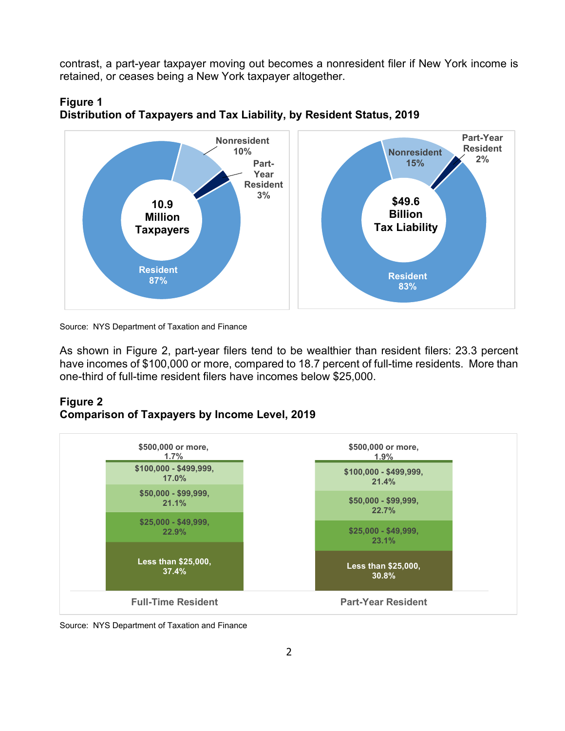contrast, a part-year taxpayer moving out becomes a nonresident filer if New York income is retained, or ceases being a New York taxpayer altogether.

**Figure 1**
**Distribution of Taxpayers and Tax Liability, by Resident Status, 2019**

| Resident Status | 10.9 Million Taxpayers | $49.6 Billion Tax Liability |
|---|---|---|
| Resident | 87% | 83% |
| Nonresident | 10% | 15% |
| Part-Year Resident | 3% | 2% |

Source: NYS Department of Taxation and Finance

As shown in Figure 2, part-year filers tend to be wealthier than resident filers: 23.3 percent have incomes of $100,000 or more, compared to 18.7 percent of full-time residents. More than one-third of full-time resident filers have incomes below $25,000.

**Figure 2**
**Comparison of Taxpayers by Income Level, 2019**

| Income Level | Full-Time Resident | Part-Year Resident |
|---|---|---|
| $500,000 or more | 1.7% | 1.9% |
| $100,000 - $499,999 | 17.0% | 21.4% |
| $50,000 - $99,999 | 21.1% | 22.7% |
| $25,000 - $49,999 | 22.9% | 23.1% |
| Less than $25,000 | 37.4% | 30.8% |

Source: NYS Department of Taxation and Finance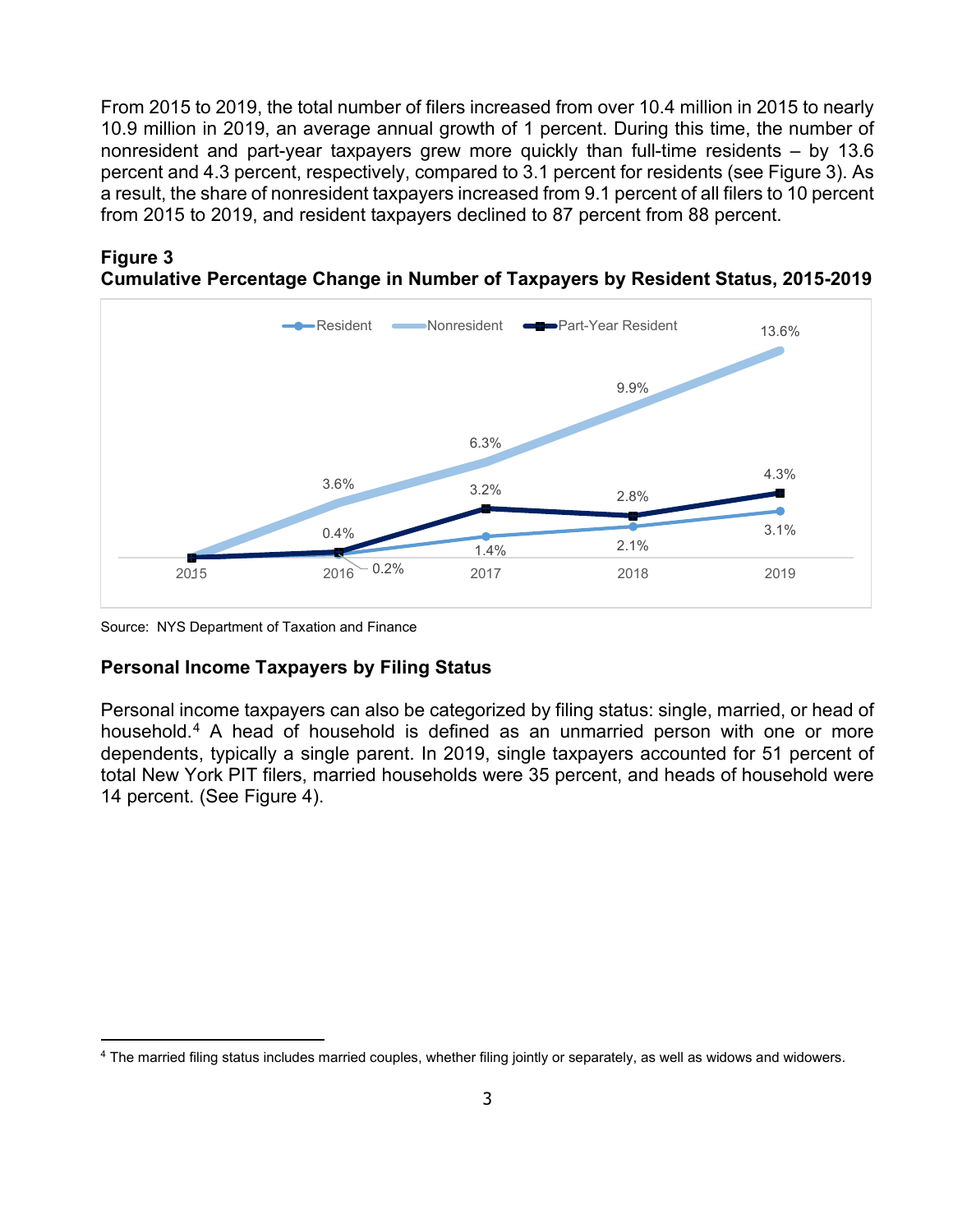From 2015 to 2019, the total number of filers increased from over 10.4 million in 2015 to nearly 10.9 million in 2019, an average annual growth of 1 percent. During this time, the number of nonresident and part-year taxpayers grew more quickly than full-time residents – by 13.6 percent and 4.3 percent, respectively, compared to 3.1 percent for residents (see Figure 3). As a result, the share of nonresident taxpayers increased from 9.1 percent of all filers to 10 percent from 2015 to 2019, and resident taxpayers declined to 87 percent from 88 percent.

**Figure 3**
**Cumulative Percentage Change in Number of Taxpayers by Resident Status, 2015-2019**

| | 2015 | 2016 | 2017 | 2018 | 2019 |
|---|---|---|---|---|---|
| Resident | | 0.2% | 1.4% | 2.1% | 3.1% |
| Nonresident | | 3.6% | 6.3% | 9.9% | 13.6% |
| Part-Year Resident | | 0.4% | 3.2% | 2.8% | 4.3% |

Source: NYS Department of Taxation and Finance

## Personal Income Taxpayers by Filing Status

Personal income taxpayers can also be categorized by filing status: single, married, or head of household.[4] A head of household is defined as an unmarried person with one or more dependents, typically a single parent. In 2019, single taxpayers accounted for 51 percent of total New York PIT filers, married households were 35 percent, and heads of household were 14 percent. (See Figure 4).

[4] The married filing status includes married couples, whether filing jointly or separately, as well as widows and widowers.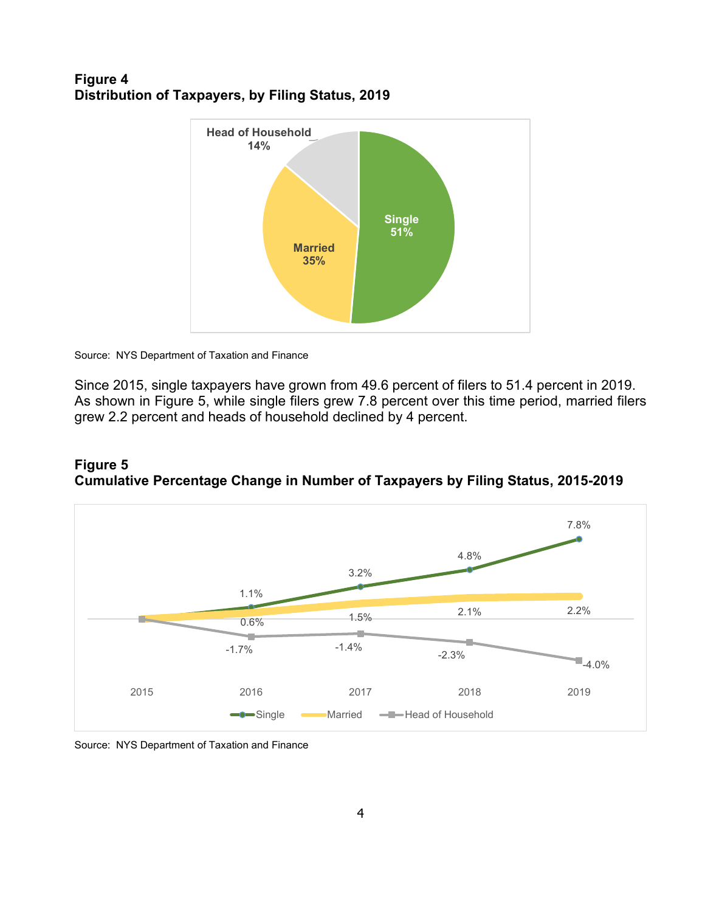**Figure 4**
**Distribution of Taxpayers, by Filing Status, 2019**

Head of Household 14%

Married 35%

Single 51%

Source: NYS Department of Taxation and Finance

Since 2015, single taxpayers have grown from 49.6 percent of filers to 51.4 percent in 2019. As shown in Figure 5, while single filers grew 7.8 percent over this time period, married filers grew 2.2 percent and heads of household declined by 4 percent.

**Figure 5**
**Cumulative Percentage Change in Number of Taxpayers by Filing Status, 2015-2019**

| | 2015 | 2016 | 2017 | 2018 | 2019 |
|---|---|---|---|---|---|
| Single | | 1.1% | 3.2% | 4.8% | 7.8% |
| Married | | 0.6% | 1.5% | 2.1% | 2.2% |
| Head of Household | | -1.7% | -1.4% | -2.3% | -4.0% |

Source: NYS Department of Taxation and Finance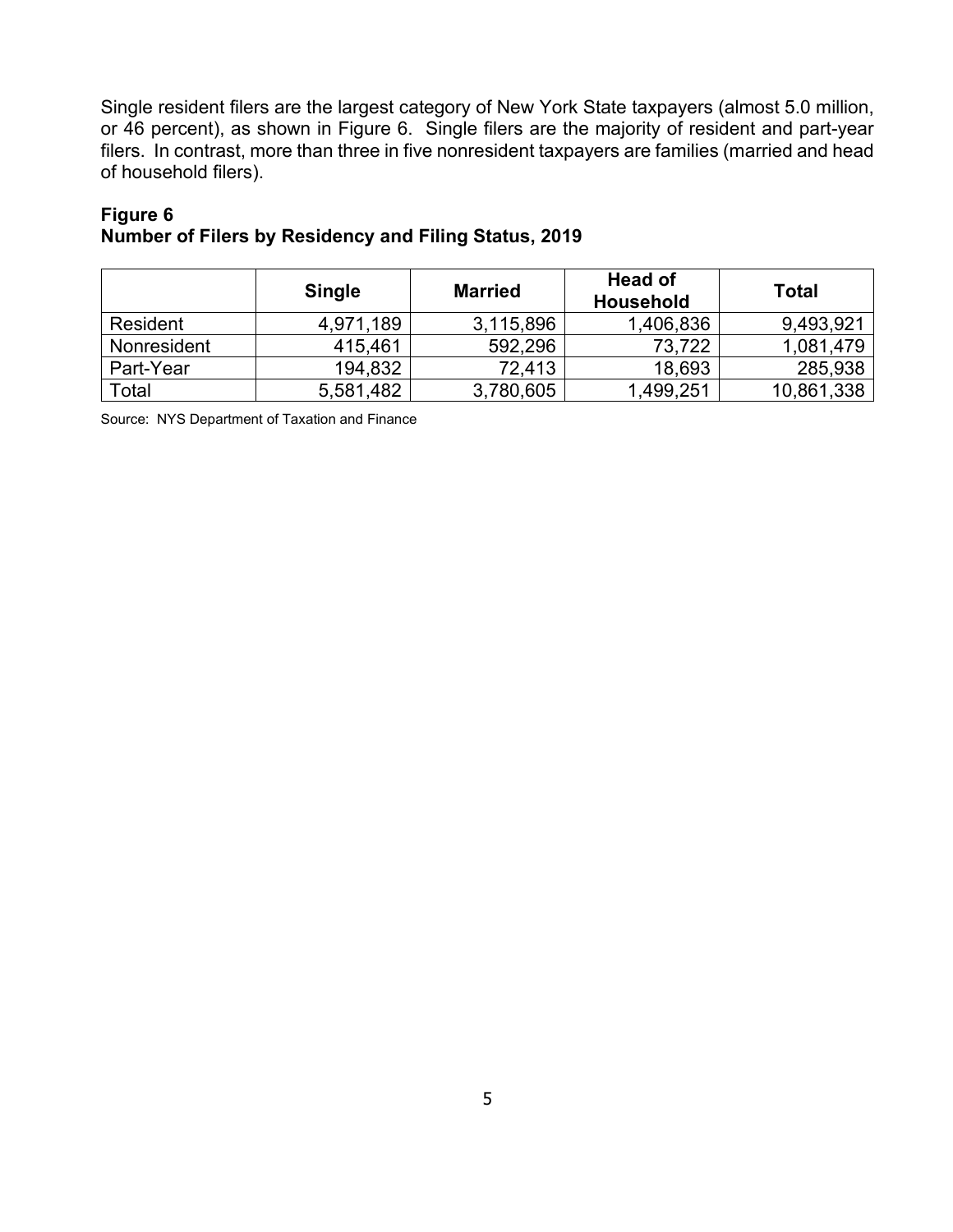Single resident filers are the largest category of New York State taxpayers (almost 5.0 million, or 46 percent), as shown in Figure 6. Single filers are the majority of resident and part-year filers. In contrast, more than three in five nonresident taxpayers are families (married and head of household filers).

**Figure 6**
**Number of Filers by Residency and Filing Status, 2019**

| | Single | Married | Head of Household | Total |
|---|---|---|---|---|
| Resident | 4,971,189 | 3,115,896 | 1,406,836 | 9,493,921 |
| Nonresident | 415,461 | 592,296 | 73,722 | 1,081,479 |
| Part-Year | 194,832 | 72,413 | 18,693 | 285,938 |
| Total | 5,581,482 | 3,780,605 | 1,499,251 | 10,861,338 |

Source: NYS Department of Taxation and Finance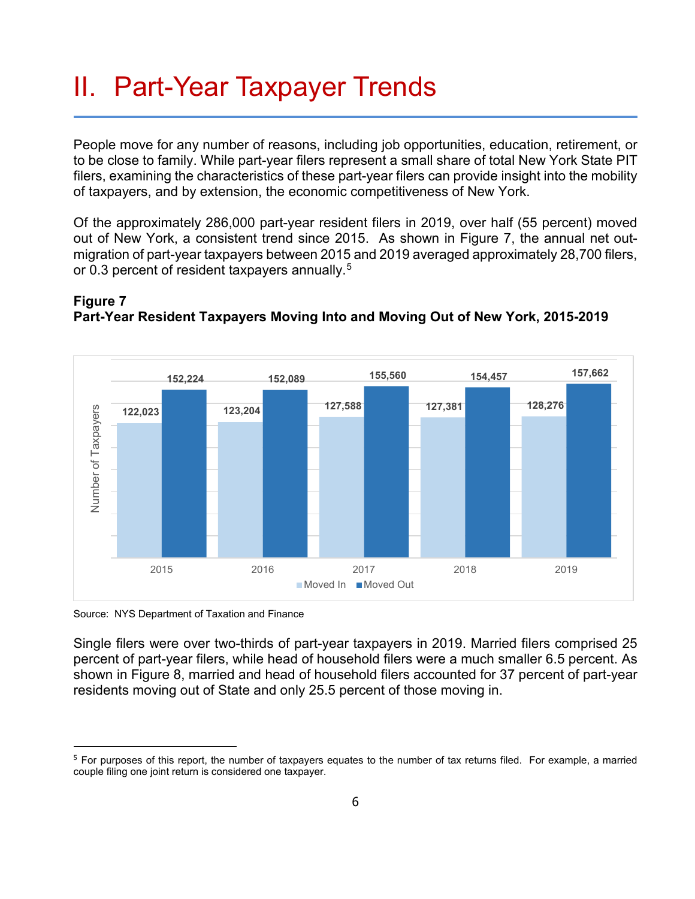# II. Part-Year Taxpayer Trends

People move for any number of reasons, including job opportunities, education, retirement, or to be close to family. While part-year filers represent a small share of total New York State PIT filers, examining the characteristics of these part-year filers can provide insight into the mobility of taxpayers, and by extension, the economic competitiveness of New York.

Of the approximately 286,000 part-year resident filers in 2019, over half (55 percent) moved out of New York, a consistent trend since 2015. As shown in Figure 7, the annual net out-migration of part-year taxpayers between 2015 and 2019 averaged approximately 28,700 filers, or 0.3 percent of resident taxpayers annually.[5]

**Figure 7**
**Part-Year Resident Taxpayers Moving Into and Moving Out of New York, 2015-2019**

| Year | Moved In | Moved Out |
|---|---|---|
| 2015 | 122,023 | 152,224 |
| 2016 | 123,204 | 152,089 |
| 2017 | 127,588 | 155,560 |
| 2018 | 127,381 | 154,457 |
| 2019 | 128,276 | 157,662 |

Source: NYS Department of Taxation and Finance

Single filers were over two-thirds of part-year taxpayers in 2019. Married filers comprised 25 percent of part-year filers, while head of household filers were a much smaller 6.5 percent. As shown in Figure 8, married and head of household filers accounted for 37 percent of part-year residents moving out of State and only 25.5 percent of those moving in.

[5] For purposes of this report, the number of taxpayers equates to the number of tax returns filed. For example, a married couple filing one joint return is considered one taxpayer.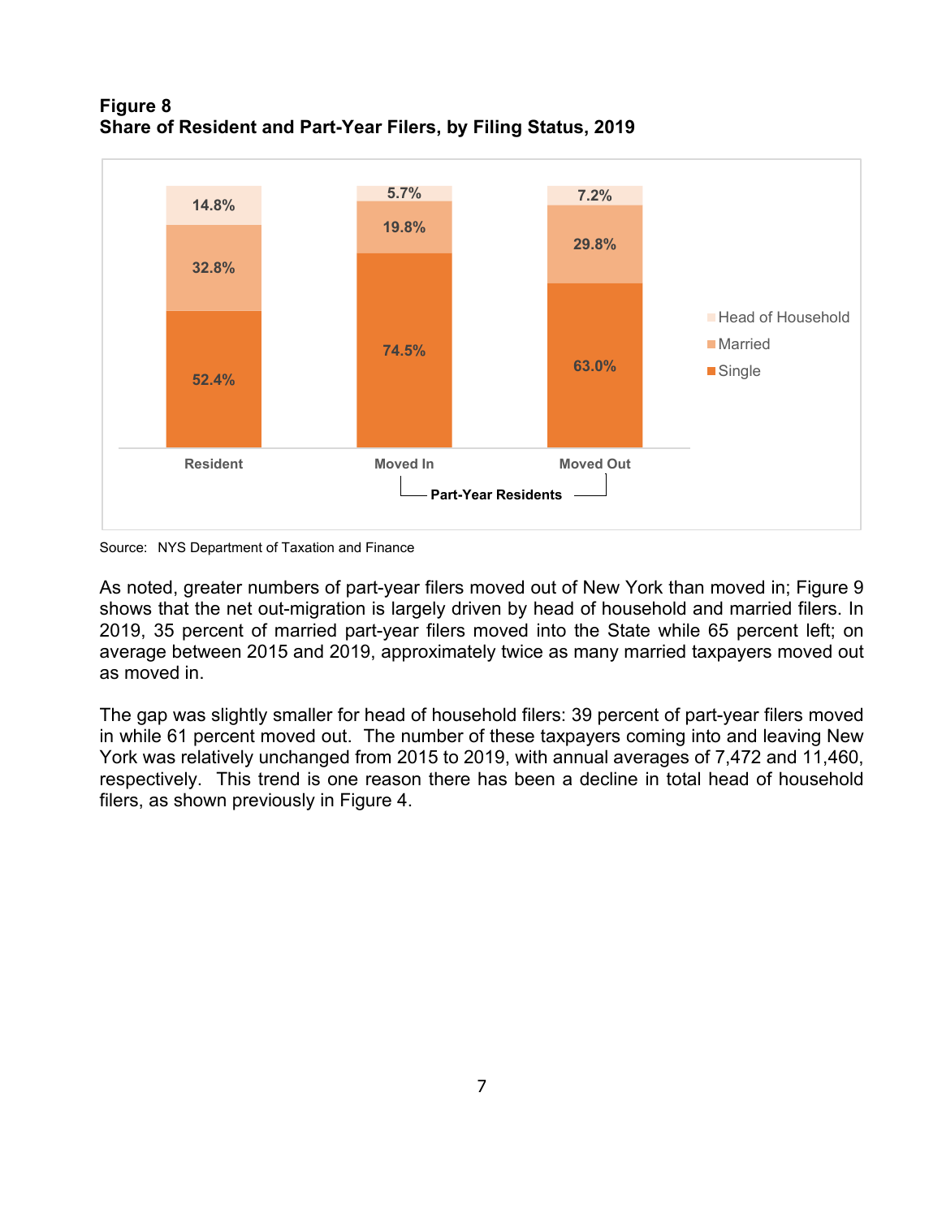**Figure 8**
**Share of Resident and Part-Year Filers, by Filing Status, 2019**

| | Resident | Moved In | Moved Out |
|---|---|---|---|
| Head of Household | 14.8% | 5.7% | 7.2% |
| Married | 32.8% | 19.8% | 29.8% |
| Single | 52.4% | 74.5% | 63.0% |

Moved In and Moved Out: Part-Year Residents

Source: NYS Department of Taxation and Finance

As noted, greater numbers of part-year filers moved out of New York than moved in; Figure 9 shows that the net out-migration is largely driven by head of household and married filers. In 2019, 35 percent of married part-year filers moved into the State while 65 percent left; on average between 2015 and 2019, approximately twice as many married taxpayers moved out as moved in.

The gap was slightly smaller for head of household filers: 39 percent of part-year filers moved in while 61 percent moved out. The number of these taxpayers coming into and leaving New York was relatively unchanged from 2015 to 2019, with annual averages of 7,472 and 11,460, respectively. This trend is one reason there has been a decline in total head of household filers, as shown previously in Figure 4.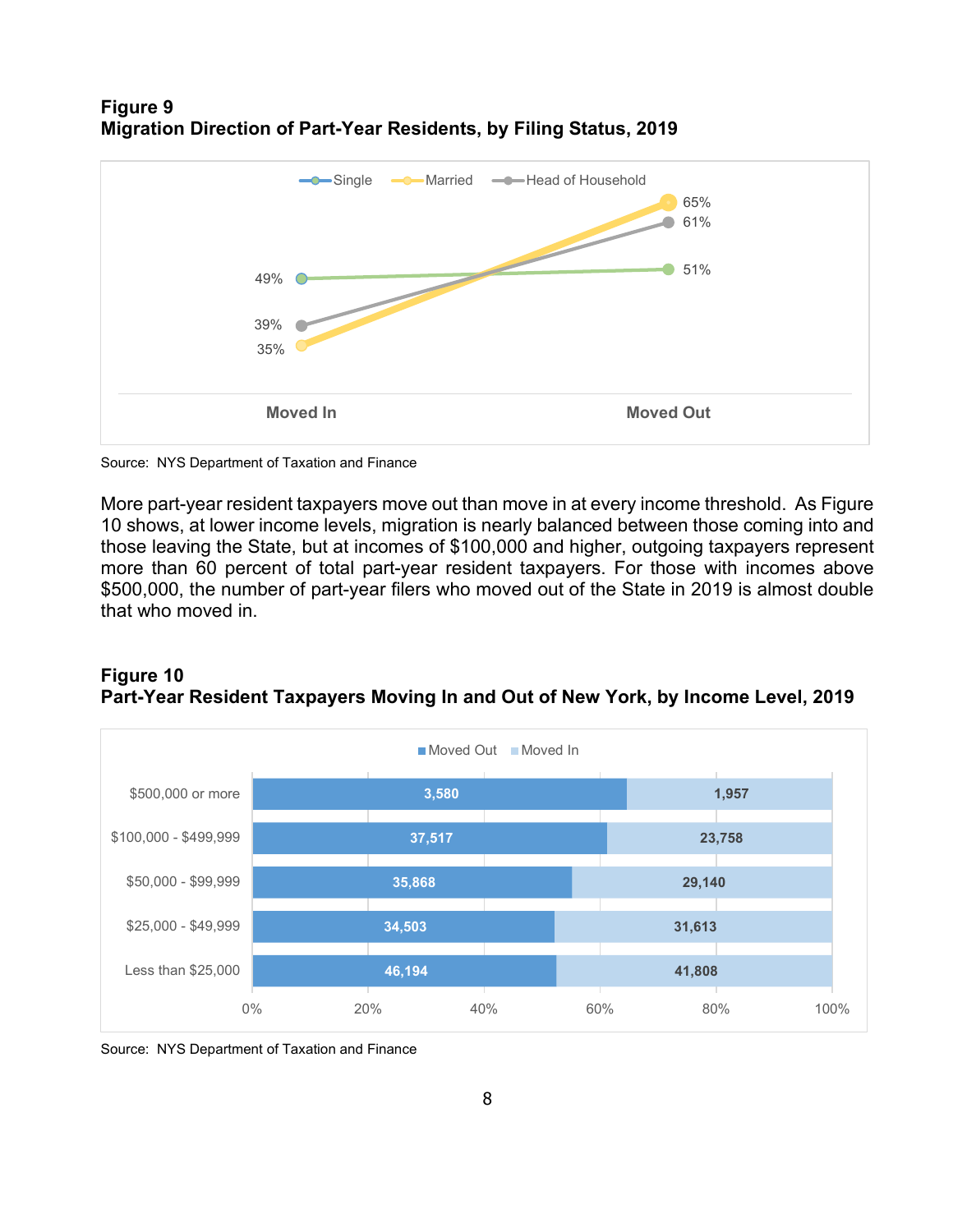**Figure 9**
**Migration Direction of Part-Year Residents, by Filing Status, 2019**

| | Moved In | Moved Out |
|---|---|---|
| Single | 49% | 51% |
| Married | 35% | 65% |
| Head of Household | 39% | 61% |

Source: NYS Department of Taxation and Finance

More part-year resident taxpayers move out than move in at every income threshold. As Figure 10 shows, at lower income levels, migration is nearly balanced between those coming into and those leaving the State, but at incomes of $100,000 and higher, outgoing taxpayers represent more than 60 percent of total part-year resident taxpayers. For those with incomes above $500,000, the number of part-year filers who moved out of the State in 2019 is almost double that who moved in.

**Figure 10**
**Part-Year Resident Taxpayers Moving In and Out of New York, by Income Level, 2019**

| Income Level | Moved Out | Moved In |
|---|---|---|
| $500,000 or more | 3,580 | 1,957 |
| $100,000 - $499,999 | 37,517 | 23,758 |
| $50,000 - $99,999 | 35,868 | 29,140 |
| $25,000 - $49,999 | 34,503 | 31,613 |
| Less than $25,000 | 46,194 | 41,808 |

Source: NYS Department of Taxation and Finance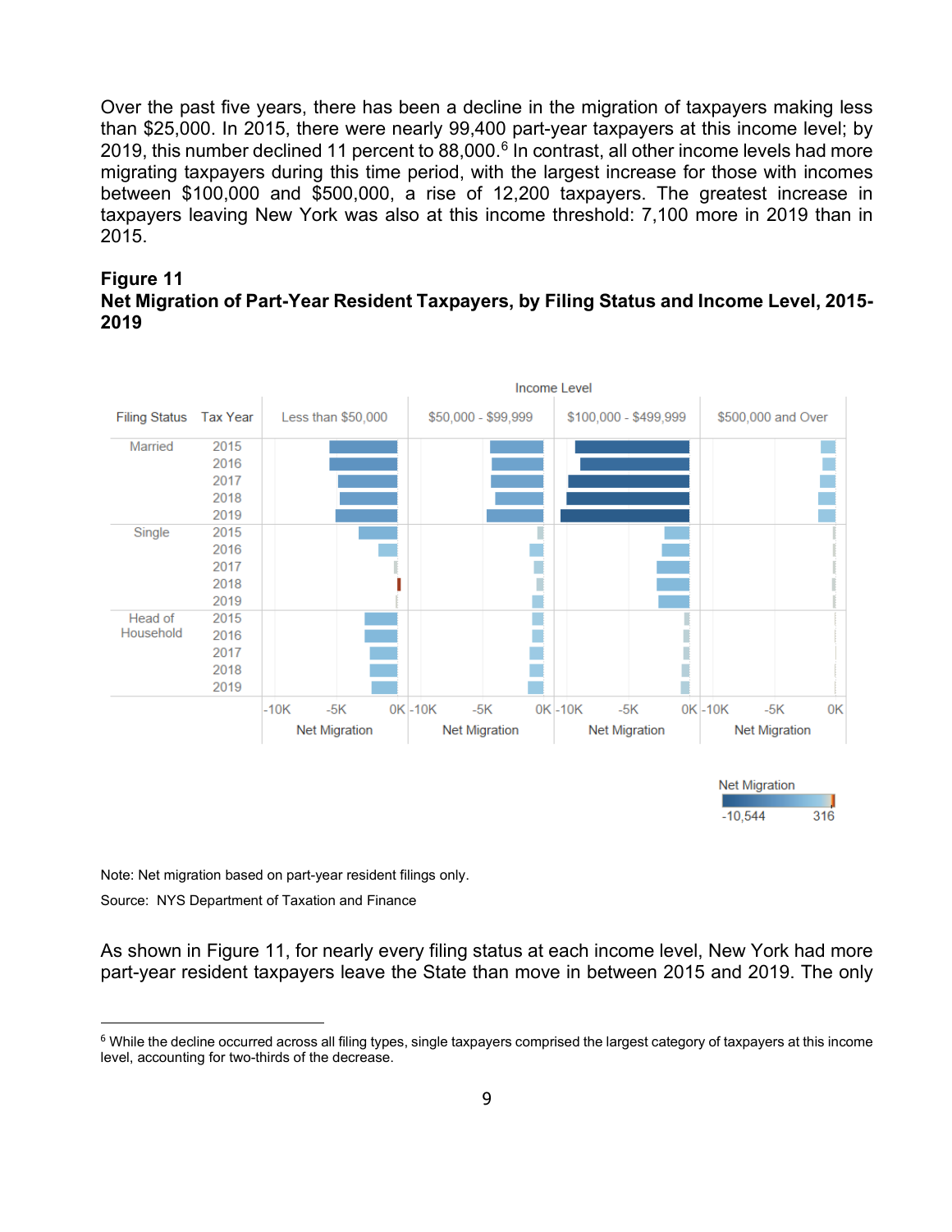Over the past five years, there has been a decline in the migration of taxpayers making less than $25,000. In 2015, there were nearly 99,400 part-year taxpayers at this income level; by 2019, this number declined 11 percent to 88,000.[6] In contrast, all other income levels had more migrating taxpayers during this time period, with the largest increase for those with incomes between $100,000 and $500,000, a rise of 12,200 taxpayers. The greatest increase in taxpayers leaving New York was also at this income threshold: 7,100 more in 2019 than in 2015.

**Figure 11**
**Net Migration of Part-Year Resident Taxpayers, by Filing Status and Income Level, 2015-2019**

Note: Net migration based on part-year resident filings only.

Source: NYS Department of Taxation and Finance

As shown in Figure 11, for nearly every filing status at each income level, New York had more part-year resident taxpayers leave the State than move in between 2015 and 2019. The only

[6] While the decline occurred across all filing types, single taxpayers comprised the largest category of taxpayers at this income level, accounting for two-thirds of the decrease.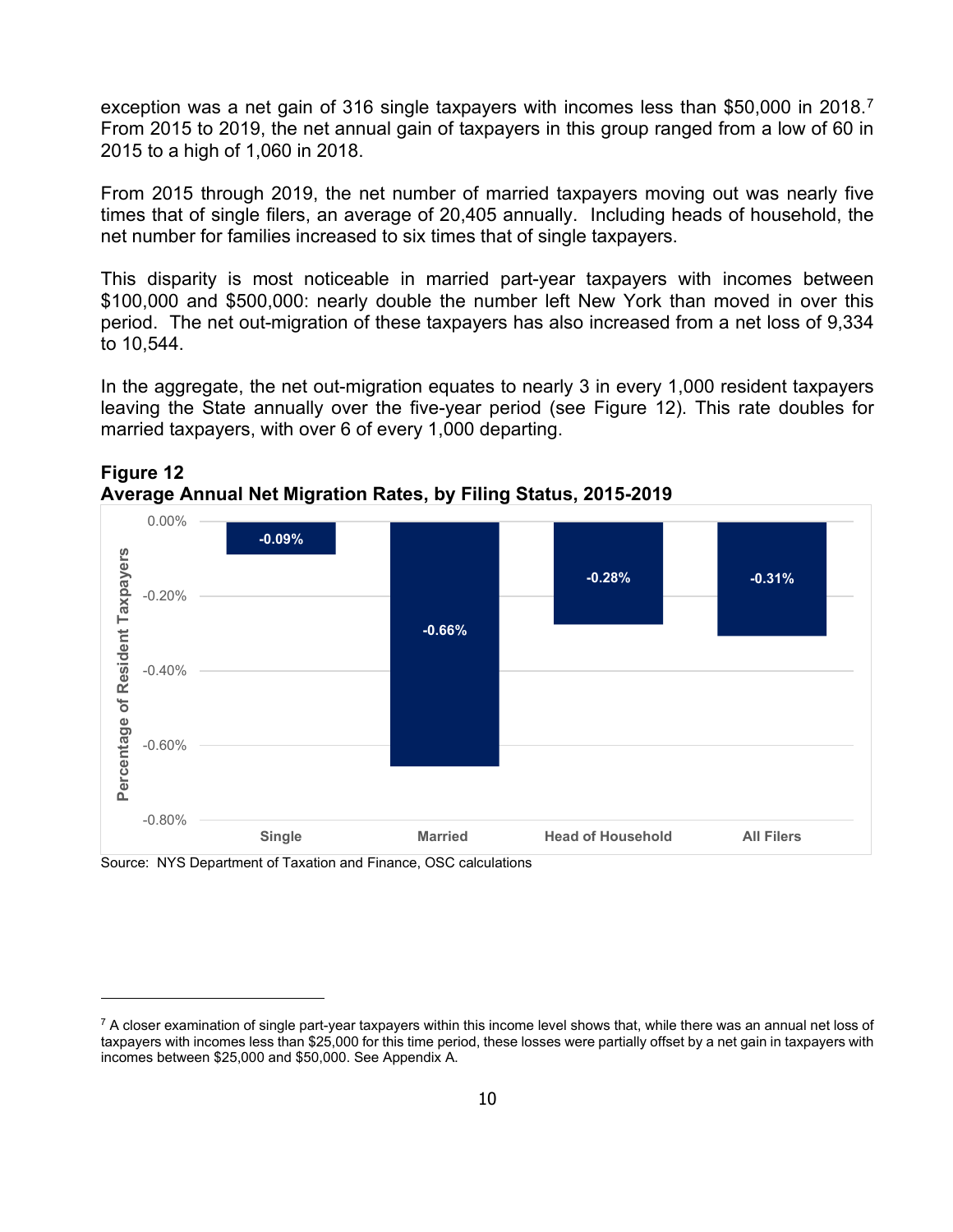exception was a net gain of 316 single taxpayers with incomes less than $50,000 in 2018.[7] From 2015 to 2019, the net annual gain of taxpayers in this group ranged from a low of 60 in 2015 to a high of 1,060 in 2018.

From 2015 through 2019, the net number of married taxpayers moving out was nearly five times that of single filers, an average of 20,405 annually. Including heads of household, the net number for families increased to six times that of single taxpayers.

This disparity is most noticeable in married part-year taxpayers with incomes between $100,000 and $500,000: nearly double the number left New York than moved in over this period. The net out-migration of these taxpayers has also increased from a net loss of 9,334 to 10,544.

In the aggregate, the net out-migration equates to nearly 3 in every 1,000 resident taxpayers leaving the State annually over the five-year period (see Figure 12). This rate doubles for married taxpayers, with over 6 of every 1,000 departing.

**Figure 12**
**Average Annual Net Migration Rates, by Filing Status, 2015-2019**

| Filing Status | Percentage of Resident Taxpayers |
|---|---|
| Single | -0.09% |
| Married | -0.66% |
| Head of Household | -0.28% |
| All Filers | -0.31% |

Source: NYS Department of Taxation and Finance, OSC calculations

---

[7] A closer examination of single part-year taxpayers within this income level shows that, while there was an annual net loss of taxpayers with incomes less than $25,000 for this time period, these losses were partially offset by a net gain in taxpayers with incomes between $25,000 and $50,000. See Appendix A.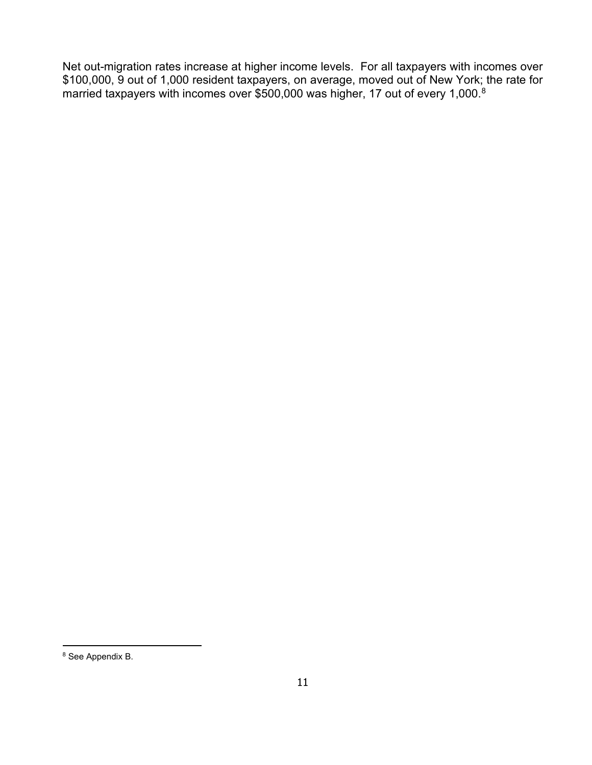Net out-migration rates increase at higher income levels. For all taxpayers with incomes over $100,000, 9 out of 1,000 resident taxpayers, on average, moved out of New York; the rate for married taxpayers with incomes over $500,000 was higher, 17 out of every 1,000.[8]

[8] See Appendix B.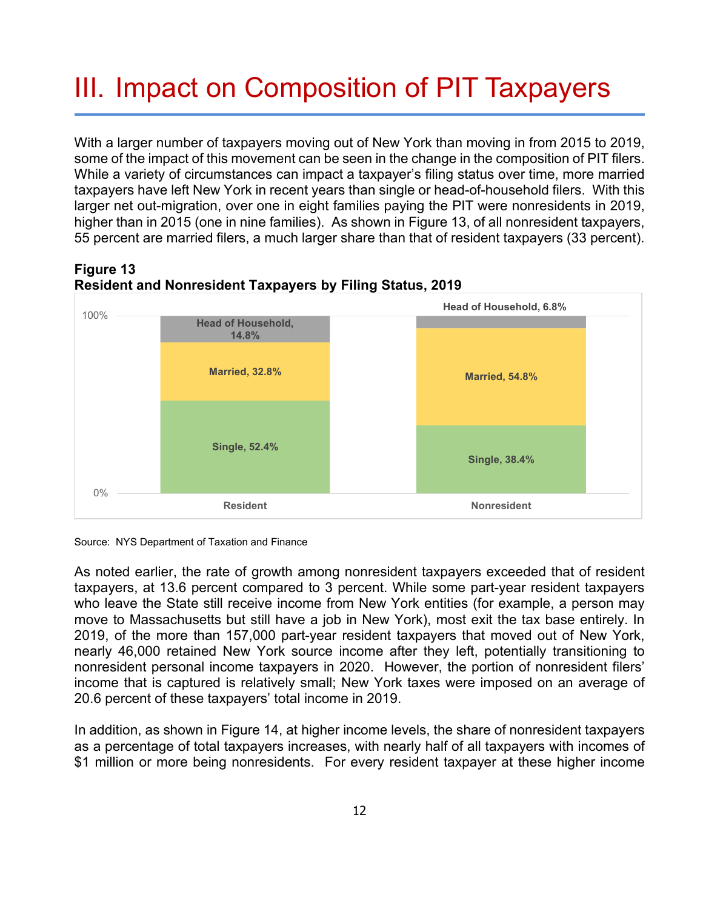# III. Impact on Composition of PIT Taxpayers

With a larger number of taxpayers moving out of New York than moving in from 2015 to 2019, some of the impact of this movement can be seen in the change in the composition of PIT filers. While a variety of circumstances can impact a taxpayer's filing status over time, more married taxpayers have left New York in recent years than single or head-of-household filers. With this larger net out-migration, over one in eight families paying the PIT were nonresidents in 2019, higher than in 2015 (one in nine families). As shown in Figure 13, of all nonresident taxpayers, 55 percent are married filers, a much larger share than that of resident taxpayers (33 percent).

**Figure 13**
**Resident and Nonresident Taxpayers by Filing Status, 2019**

| | Resident | Nonresident |
|---|---|---|
| Head of Household | 14.8% | 6.8% |
| Married | 32.8% | 54.8% |
| Single | 52.4% | 38.4% |

Source: NYS Department of Taxation and Finance

As noted earlier, the rate of growth among nonresident taxpayers exceeded that of resident taxpayers, at 13.6 percent compared to 3 percent. While some part-year resident taxpayers who leave the State still receive income from New York entities (for example, a person may move to Massachusetts but still have a job in New York), most exit the tax base entirely. In 2019, of the more than 157,000 part-year resident taxpayers that moved out of New York, nearly 46,000 retained New York source income after they left, potentially transitioning to nonresident personal income taxpayers in 2020. However, the portion of nonresident filers' income that is captured is relatively small; New York taxes were imposed on an average of 20.6 percent of these taxpayers' total income in 2019.

In addition, as shown in Figure 14, at higher income levels, the share of nonresident taxpayers as a percentage of total taxpayers increases, with nearly half of all taxpayers with incomes of $1 million or more being nonresidents. For every resident taxpayer at these higher income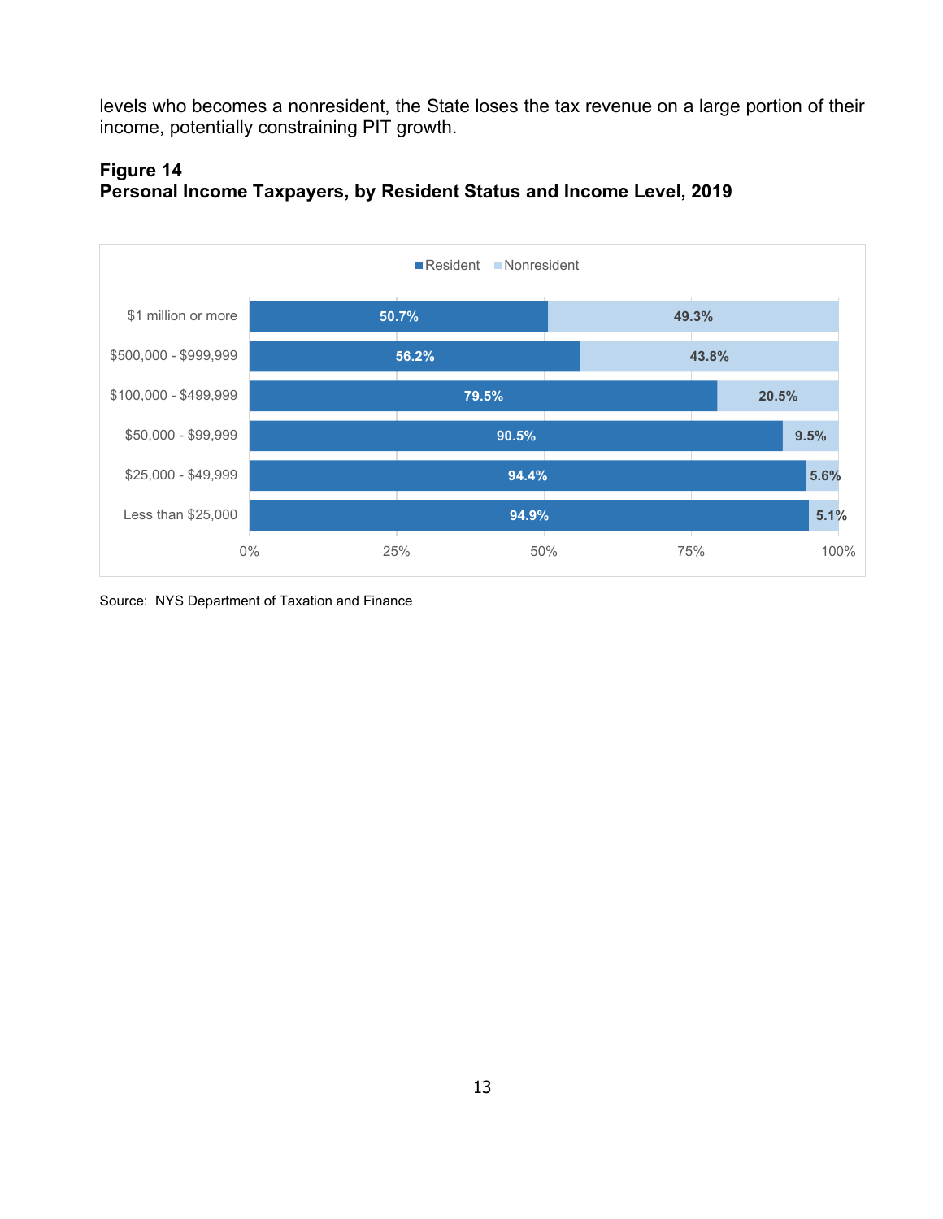levels who becomes a nonresident, the State loses the tax revenue on a large portion of their income, potentially constraining PIT growth.

**Figure 14**
**Personal Income Taxpayers, by Resident Status and Income Level, 2019**

| Income Level | Resident | Nonresident |
|---|---|---|
| $1 million or more | 50.7% | 49.3% |
| $500,000 - $999,999 | 56.2% | 43.8% |
| $100,000 - $499,999 | 79.5% | 20.5% |
| $50,000 - $99,999 | 90.5% | 9.5% |
| $25,000 - $49,999 | 94.4% | 5.6% |
| Less than $25,000 | 94.9% | 5.1% |

Source: NYS Department of Taxation and Finance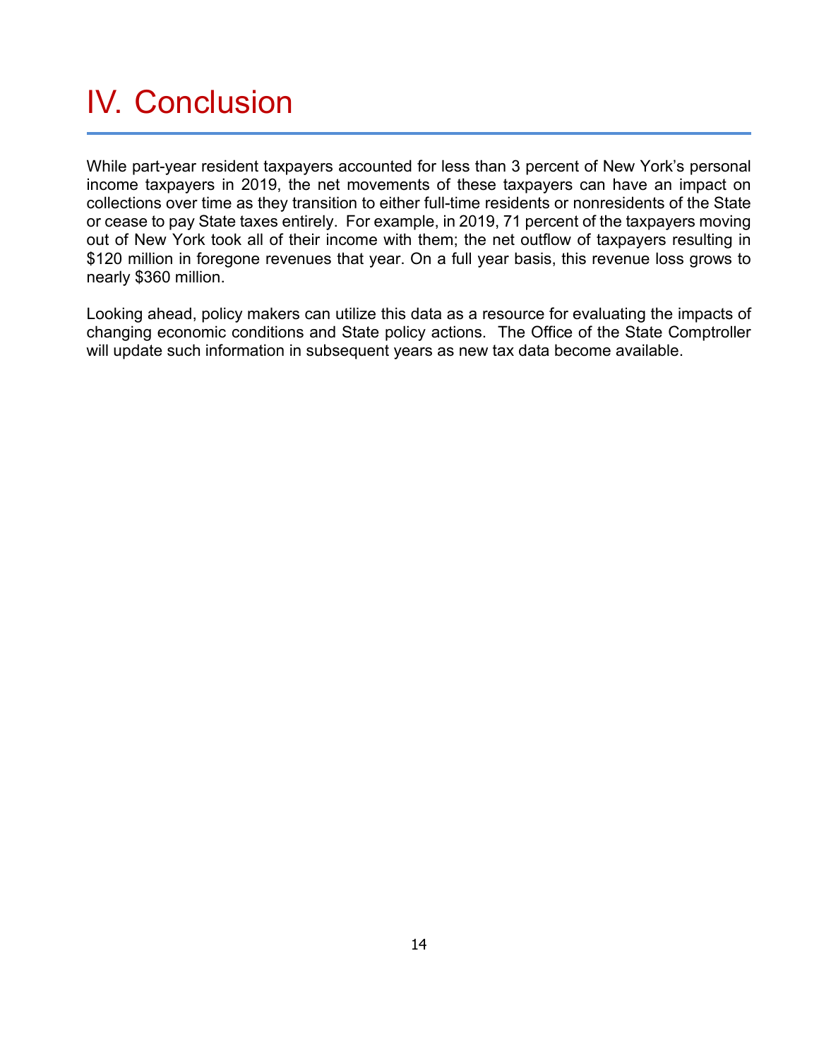# IV. Conclusion

While part-year resident taxpayers accounted for less than 3 percent of New York's personal income taxpayers in 2019, the net movements of these taxpayers can have an impact on collections over time as they transition to either full-time residents or nonresidents of the State or cease to pay State taxes entirely. For example, in 2019, 71 percent of the taxpayers moving out of New York took all of their income with them; the net outflow of taxpayers resulting in $120 million in foregone revenues that year. On a full year basis, this revenue loss grows to nearly $360 million.

Looking ahead, policy makers can utilize this data as a resource for evaluating the impacts of changing economic conditions and State policy actions. The Office of the State Comptroller will update such information in subsequent years as new tax data become available.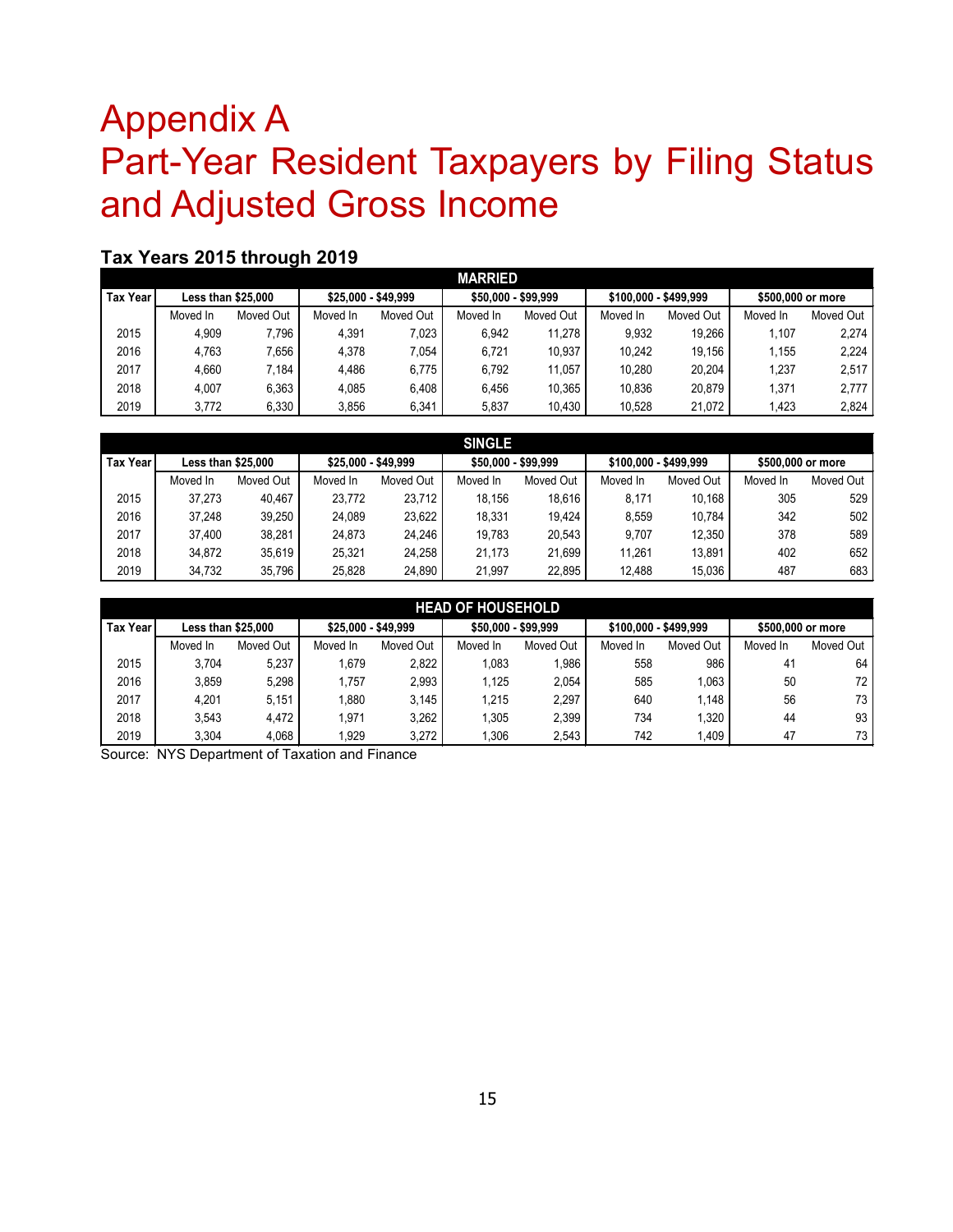# Appendix A
# Part-Year Resident Taxpayers by Filing Status and Adjusted Gross Income

### Tax Years 2015 through 2019

**MARRIED**

| Tax Year | Less than $25,000 | | $25,000 - $49,999 | | $50,000 - $99,999 | | $100,000 - $499,999 | | $500,000 or more | |
|---|---|---|---|---|---|---|---|---|---|---|
| | Moved In | Moved Out | Moved In | Moved Out | Moved In | Moved Out | Moved In | Moved Out | Moved In | Moved Out |
| 2015 | 4,909 | 7,796 | 4,391 | 7,023 | 6,942 | 11,278 | 9,932 | 19,266 | 1,107 | 2,274 |
| 2016 | 4,763 | 7,656 | 4,378 | 7,054 | 6,721 | 10,937 | 10,242 | 19,156 | 1,155 | 2,224 |
| 2017 | 4,660 | 7,184 | 4,486 | 6,775 | 6,792 | 11,057 | 10,280 | 20,204 | 1,237 | 2,517 |
| 2018 | 4,007 | 6,363 | 4,085 | 6,408 | 6,456 | 10,365 | 10,836 | 20,879 | 1,371 | 2,777 |
| 2019 | 3,772 | 6,330 | 3,856 | 6,341 | 5,837 | 10,430 | 10,528 | 21,072 | 1,423 | 2,824 |

**SINGLE**

| Tax Year | Less than $25,000 | | $25,000 - $49,999 | | $50,000 - $99,999 | | $100,000 - $499,999 | | $500,000 or more | |
|---|---|---|---|---|---|---|---|---|---|---|
| | Moved In | Moved Out | Moved In | Moved Out | Moved In | Moved Out | Moved In | Moved Out | Moved In | Moved Out |
| 2015 | 37,273 | 40,467 | 23,772 | 23,712 | 18,156 | 18,616 | 8,171 | 10,168 | 305 | 529 |
| 2016 | 37,248 | 39,250 | 24,089 | 23,622 | 18,331 | 19,424 | 8,559 | 10,784 | 342 | 502 |
| 2017 | 37,400 | 38,281 | 24,873 | 24,246 | 19,783 | 20,543 | 9,707 | 12,350 | 378 | 589 |
| 2018 | 34,872 | 35,619 | 25,321 | 24,258 | 21,173 | 21,699 | 11,261 | 13,891 | 402 | 652 |
| 2019 | 34,732 | 35,796 | 25,828 | 24,890 | 21,997 | 22,895 | 12,488 | 15,036 | 487 | 683 |

**HEAD OF HOUSEHOLD**

| Tax Year | Less than $25,000 | | $25,000 - $49,999 | | $50,000 - $99,999 | | $100,000 - $499,999 | | $500,000 or more | |
|---|---|---|---|---|---|---|---|---|---|---|
| | Moved In | Moved Out | Moved In | Moved Out | Moved In | Moved Out | Moved In | Moved Out | Moved In | Moved Out |
| 2015 | 3,704 | 5,237 | 1,679 | 2,822 | 1,083 | 1,986 | 558 | 986 | 41 | 64 |
| 2016 | 3,859 | 5,298 | 1,757 | 2,993 | 1,125 | 2,054 | 585 | 1,063 | 50 | 72 |
| 2017 | 4,201 | 5,151 | 1,880 | 3,145 | 1,215 | 2,297 | 640 | 1,148 | 56 | 73 |
| 2018 | 3,543 | 4,472 | 1,971 | 3,262 | 1,305 | 2,399 | 734 | 1,320 | 44 | 93 |
| 2019 | 3,304 | 4,068 | 1,929 | 3,272 | 1,306 | 2,543 | 742 | 1,409 | 47 | 73 |

Source: NYS Department of Taxation and Finance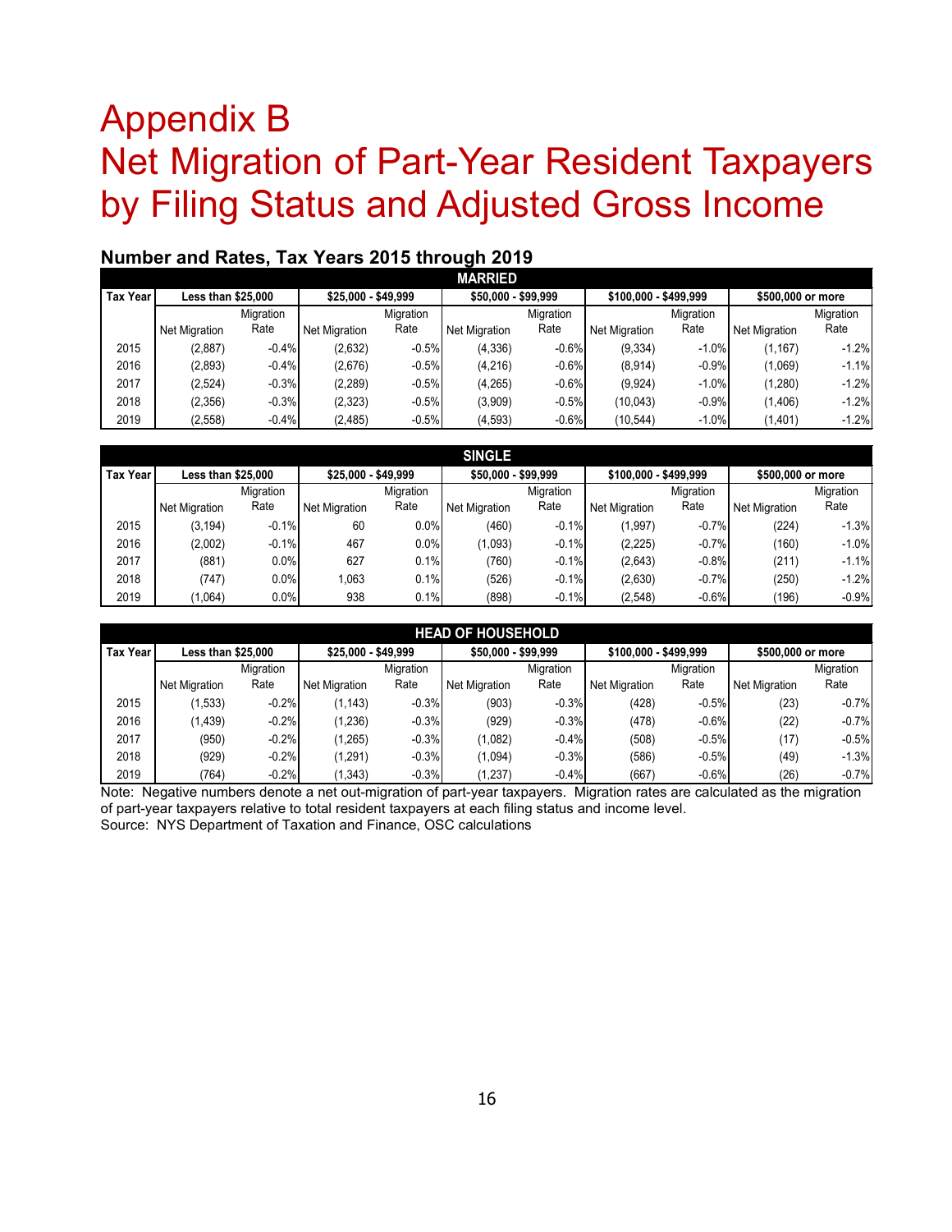# Appendix B
# Net Migration of Part-Year Resident Taxpayers by Filing Status and Adjusted Gross Income

### Number and Rates, Tax Years 2015 through 2019

**MARRIED**

| Tax Year | Less than $25,000 | | $25,000 - $49,999 | | $50,000 - $99,999 | | $100,000 - $499,999 | | $500,000 or more | |
|---|---|---|---|---|---|---|---|---|---|---|
| | Net Migration | Migration Rate | Net Migration | Migration Rate | Net Migration | Migration Rate | Net Migration | Migration Rate | Net Migration | Migration Rate |
| 2015 | (2,887) | -0.4% | (2,632) | -0.5% | (4,336) | -0.6% | (9,334) | -1.0% | (1,167) | -1.2% |
| 2016 | (2,893) | -0.4% | (2,676) | -0.5% | (4,216) | -0.6% | (8,914) | -0.9% | (1,069) | -1.1% |
| 2017 | (2,524) | -0.3% | (2,289) | -0.5% | (4,265) | -0.6% | (9,924) | -1.0% | (1,280) | -1.2% |
| 2018 | (2,356) | -0.3% | (2,323) | -0.5% | (3,909) | -0.5% | (10,043) | -0.9% | (1,406) | -1.2% |
| 2019 | (2,558) | -0.4% | (2,485) | -0.5% | (4,593) | -0.6% | (10,544) | -1.0% | (1,401) | -1.2% |

**SINGLE**

| Tax Year | Less than $25,000 | | $25,000 - $49,999 | | $50,000 - $99,999 | | $100,000 - $499,999 | | $500,000 or more | |
|---|---|---|---|---|---|---|---|---|---|---|
| | Net Migration | Migration Rate | Net Migration | Migration Rate | Net Migration | Migration Rate | Net Migration | Migration Rate | Net Migration | Migration Rate |
| 2015 | (3,194) | -0.1% | 60 | 0.0% | (460) | -0.1% | (1,997) | -0.7% | (224) | -1.3% |
| 2016 | (2,002) | -0.1% | 467 | 0.0% | (1,093) | -0.1% | (2,225) | -0.7% | (160) | -1.0% |
| 2017 | (881) | 0.0% | 627 | 0.1% | (760) | -0.1% | (2,643) | -0.8% | (211) | -1.1% |
| 2018 | (747) | 0.0% | 1,063 | 0.1% | (526) | -0.1% | (2,630) | -0.7% | (250) | -1.2% |
| 2019 | (1,064) | 0.0% | 938 | 0.1% | (898) | -0.1% | (2,548) | -0.6% | (196) | -0.9% |

**HEAD OF HOUSEHOLD**

| Tax Year | Less than $25,000 | | $25,000 - $49,999 | | $50,000 - $99,999 | | $100,000 - $499,999 | | $500,000 or more | |
|---|---|---|---|---|---|---|---|---|---|---|
| | Net Migration | Migration Rate | Net Migration | Migration Rate | Net Migration | Migration Rate | Net Migration | Migration Rate | Net Migration | Migration Rate |
| 2015 | (1,533) | -0.2% | (1,143) | -0.3% | (903) | -0.3% | (428) | -0.5% | (23) | -0.7% |
| 2016 | (1,439) | -0.2% | (1,236) | -0.3% | (929) | -0.3% | (478) | -0.6% | (22) | -0.7% |
| 2017 | (950) | -0.2% | (1,265) | -0.3% | (1,082) | -0.4% | (508) | -0.5% | (17) | -0.5% |
| 2018 | (929) | -0.2% | (1,291) | -0.3% | (1,094) | -0.3% | (586) | -0.5% | (49) | -1.3% |
| 2019 | (764) | -0.2% | (1,343) | -0.3% | (1,237) | -0.4% | (667) | -0.6% | (26) | -0.7% |

Note: Negative numbers denote a net out-migration of part-year taxpayers. Migration rates are calculated as the migration of part-year taxpayers relative to total resident taxpayers at each filing status and income level.
Source: NYS Department of Taxation and Finance, OSC calculations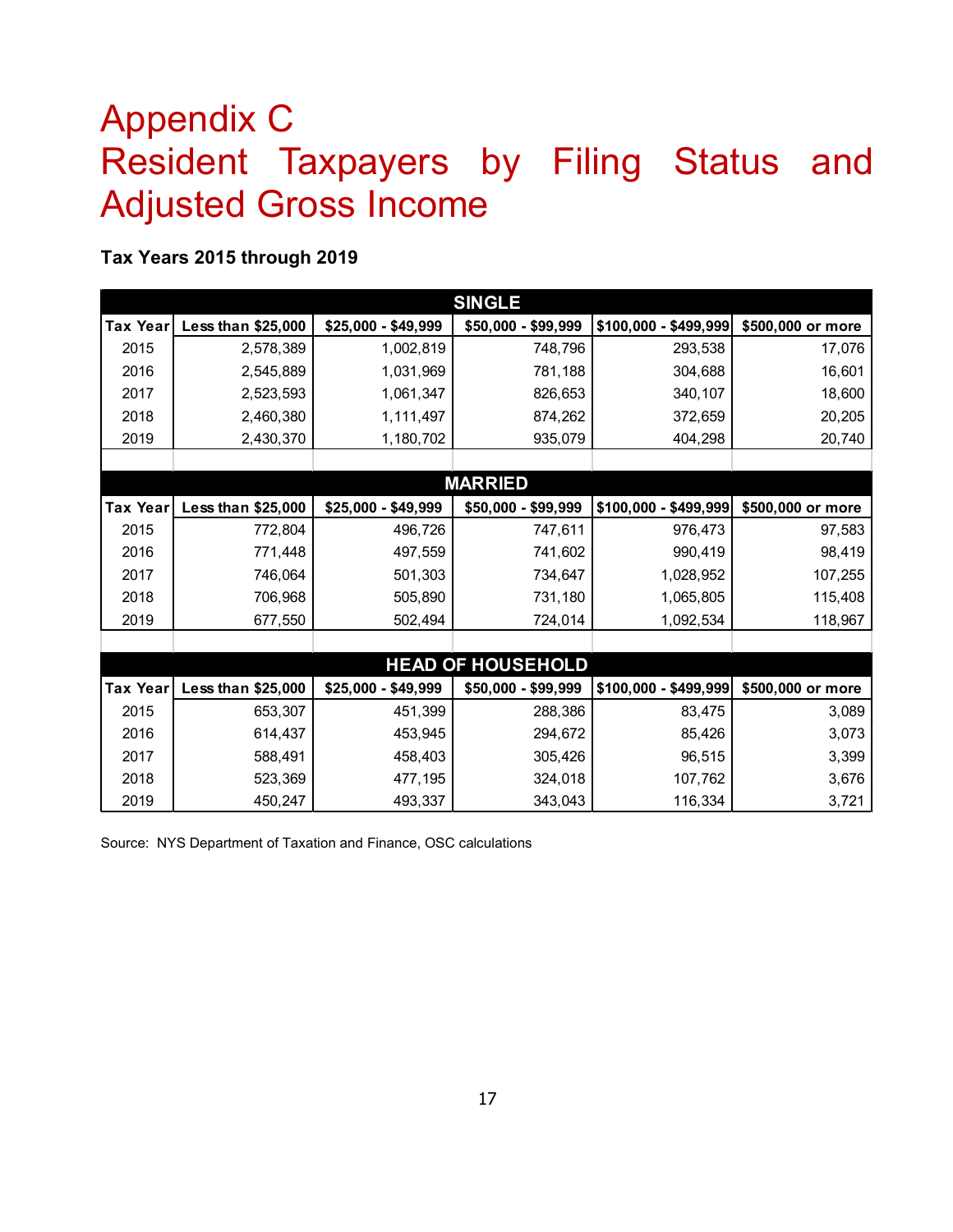# Appendix C
# Resident Taxpayers by Filing Status and Adjusted Gross Income

**Tax Years 2015 through 2019**

| SINGLE | | | | | |
|---|---|---|---|---|---|
| Tax Year | Less than $25,000 | $25,000 - $49,999 | $50,000 - $99,999 | $100,000 - $499,999 | $500,000 or more |
| 2015 | 2,578,389 | 1,002,819 | 748,796 | 293,538 | 17,076 |
| 2016 | 2,545,889 | 1,031,969 | 781,188 | 304,688 | 16,601 |
| 2017 | 2,523,593 | 1,061,347 | 826,653 | 340,107 | 18,600 |
| 2018 | 2,460,380 | 1,111,497 | 874,262 | 372,659 | 20,205 |
| 2019 | 2,430,370 | 1,180,702 | 935,079 | 404,298 | 20,740 |

| MARRIED | | | | | |
|---|---|---|---|---|---|
| Tax Year | Less than $25,000 | $25,000 - $49,999 | $50,000 - $99,999 | $100,000 - $499,999 | $500,000 or more |
| 2015 | 772,804 | 496,726 | 747,611 | 976,473 | 97,583 |
| 2016 | 771,448 | 497,559 | 741,602 | 990,419 | 98,419 |
| 2017 | 746,064 | 501,303 | 734,647 | 1,028,952 | 107,255 |
| 2018 | 706,968 | 505,890 | 731,180 | 1,065,805 | 115,408 |
| 2019 | 677,550 | 502,494 | 724,014 | 1,092,534 | 118,967 |

| HEAD OF HOUSEHOLD | | | | | |
|---|---|---|---|---|---|
| Tax Year | Less than $25,000 | $25,000 - $49,999 | $50,000 - $99,999 | $100,000 - $499,999 | $500,000 or more |
| 2015 | 653,307 | 451,399 | 288,386 | 83,475 | 3,089 |
| 2016 | 614,437 | 453,945 | 294,672 | 85,426 | 3,073 |
| 2017 | 588,491 | 458,403 | 305,426 | 96,515 | 3,399 |
| 2018 | 523,369 | 477,195 | 324,018 | 107,762 | 3,676 |
| 2019 | 450,247 | 493,337 | 343,043 | 116,334 | 3,721 |

Source: NYS Department of Taxation and Finance, OSC calculations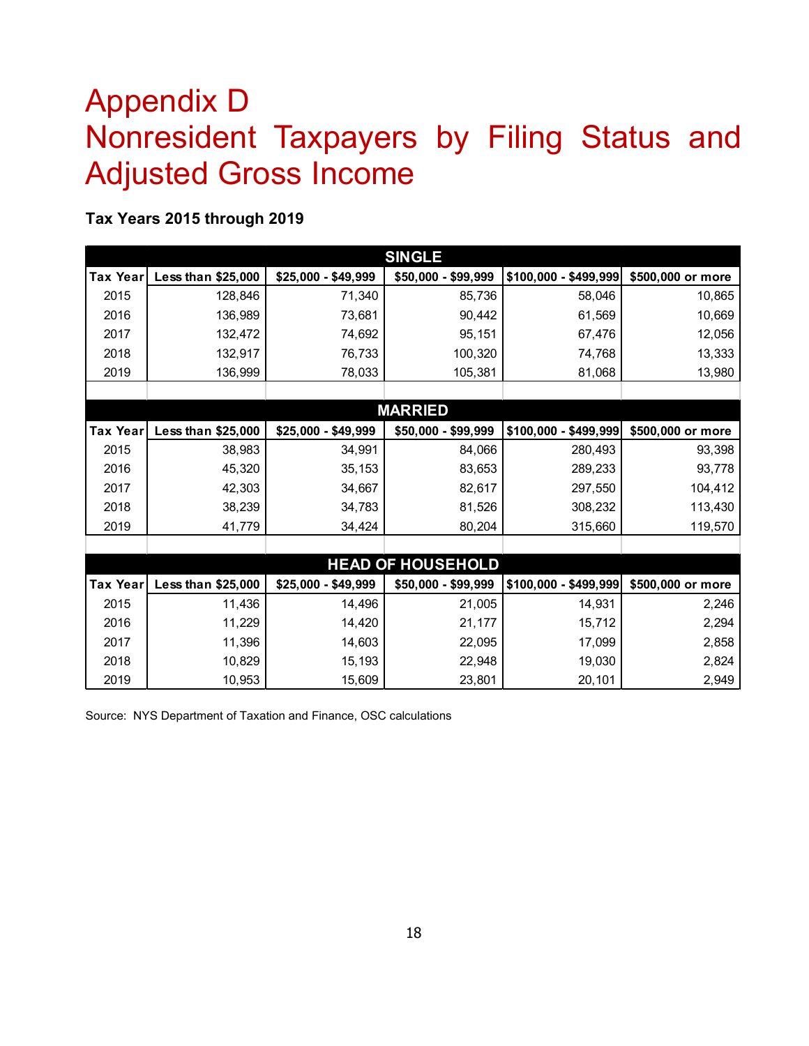# Appendix D
# Nonresident Taxpayers by Filing Status and Adjusted Gross Income

**Tax Years 2015 through 2019**

| SINGLE | | | | | |
|---|---|---|---|---|---|
| Tax Year | Less than $25,000 | $25,000 - $49,999 | $50,000 - $99,999 | $100,000 - $499,999 | $500,000 or more |
| 2015 | 128,846 | 71,340 | 85,736 | 58,046 | 10,865 |
| 2016 | 136,989 | 73,681 | 90,442 | 61,569 | 10,669 |
| 2017 | 132,472 | 74,692 | 95,151 | 67,476 | 12,056 |
| 2018 | 132,917 | 76,733 | 100,320 | 74,768 | 13,333 |
| 2019 | 136,999 | 78,033 | 105,381 | 81,068 | 13,980 |

| MARRIED | | | | | |
|---|---|---|---|---|---|
| Tax Year | Less than $25,000 | $25,000 - $49,999 | $50,000 - $99,999 | $100,000 - $499,999 | $500,000 or more |
| 2015 | 38,983 | 34,991 | 84,066 | 280,493 | 93,398 |
| 2016 | 45,320 | 35,153 | 83,653 | 289,233 | 93,778 |
| 2017 | 42,303 | 34,667 | 82,617 | 297,550 | 104,412 |
| 2018 | 38,239 | 34,783 | 81,526 | 308,232 | 113,430 |
| 2019 | 41,779 | 34,424 | 80,204 | 315,660 | 119,570 |

| HEAD OF HOUSEHOLD | | | | | |
|---|---|---|---|---|---|
| Tax Year | Less than $25,000 | $25,000 - $49,999 | $50,000 - $99,999 | $100,000 - $499,999 | $500,000 or more |
| 2015 | 11,436 | 14,496 | 21,005 | 14,931 | 2,246 |
| 2016 | 11,229 | 14,420 | 21,177 | 15,712 | 2,294 |
| 2017 | 11,396 | 14,603 | 22,095 | 17,099 | 2,858 |
| 2018 | 10,829 | 15,193 | 22,948 | 19,030 | 2,824 |
| 2019 | 10,953 | 15,609 | 23,801 | 20,101 | 2,949 |

Source: NYS Department of Taxation and Finance, OSC calculations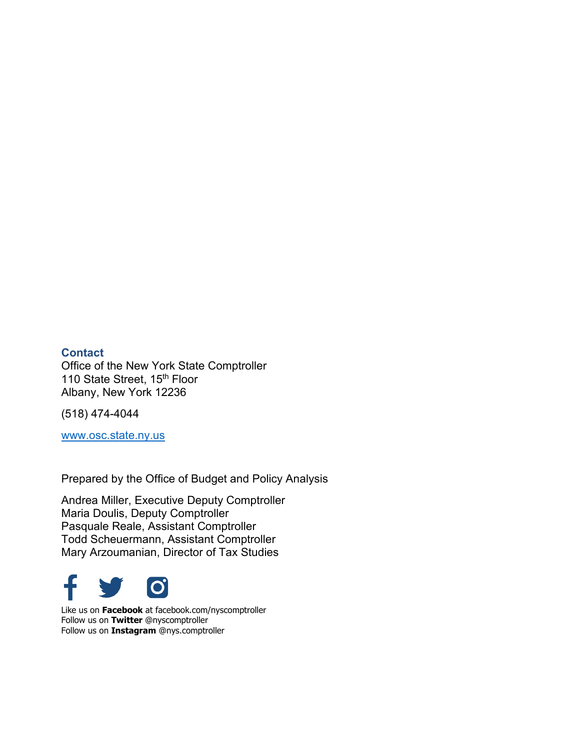**Contact**

Office of the New York State Comptroller
110 State Street, 15th Floor
Albany, New York 12236

(518) 474-4044

www.osc.state.ny.us

Prepared by the Office of Budget and Policy Analysis

Andrea Miller, Executive Deputy Comptroller
Maria Doulis, Deputy Comptroller
Pasquale Reale, Assistant Comptroller
Todd Scheuermann, Assistant Comptroller
Mary Arzoumanian, Director of Tax Studies

Like us on **Facebook** at facebook.com/nyscomptroller
Follow us on **Twitter** @nyscomptroller
Follow us on **Instagram** @nys.comptroller